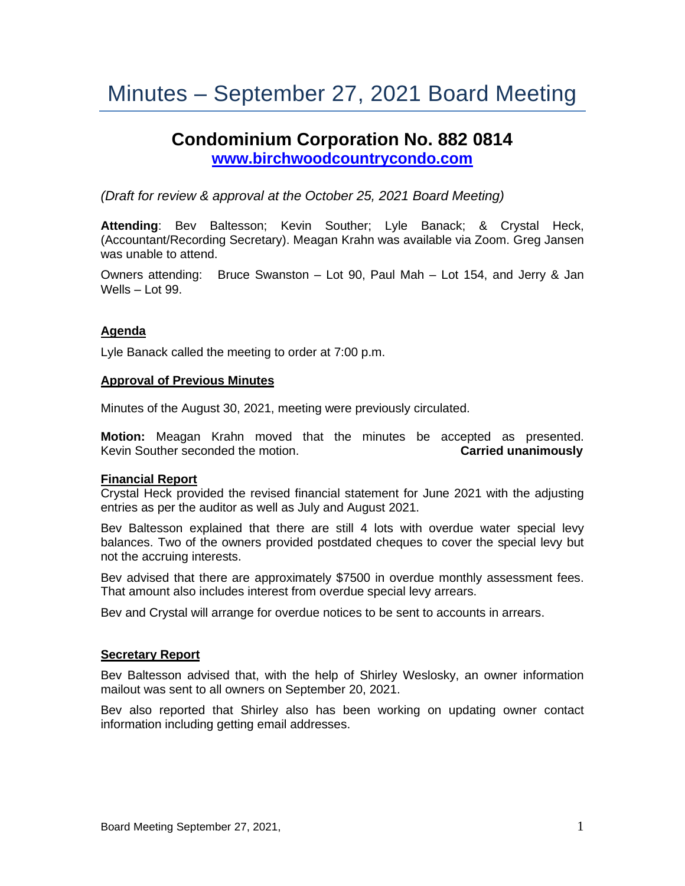# Minutes – September 27, 2021 Board Meeting

## Condominium Corporation No. 882 0814

**[www.birchwoodcountrycondo.com](http://www.birchwoodcountrycondo.com)**

*(Draft for review & approval at the October 25, 2021 Board Meeting)*

**Attending**: Bev Baltesson; Kevin Souther; Lyle Banack; & Crystal Heck, (Accountant/Recording Secretary). Meagan Krahn was available via Zoom. Greg Jansen was unable to attend.

Owners attending: Bruce Swanston – Lot 90, Paul Mah – Lot 154, and Jerry & Jan Wells – Lot 99.

### Agenda

Lyle Banack called the meeting to order at 7:00 p.m.

### Approval of Previous Minutes

Minutes of the August 30, 2021, meeting were previously circulated.

**Motion:** Meagan Krahn moved that the minutes be accepted as presented. Kevin Souther seconded the motion. **Carried unanimously**

### Financial Report

Crystal Heck provided the revised financial statement for June 2021 with the adjusting entries as per the auditor as well as July and August 2021.

Bev Baltesson explained that there are still 4 lots with overdue water special levy balances. Two of the owners provided postdated cheques to cover the special levy but not the accruing interests.

Bev advised that there are approximately $7500 in overdue monthly assessment fees. That amount also includes interest from overdue special levy arrears.

Bev and Crystal will arrange for overdue notices to be sent to accounts in arrears.

### Secretary Report

Bev Baltesson advised that, with the help of Shirley Weslosky, an owner information mailout was sent to all owners on September 20, 2021.

Bev also reported that Shirley also has been working on updating owner contact information including getting email addresses.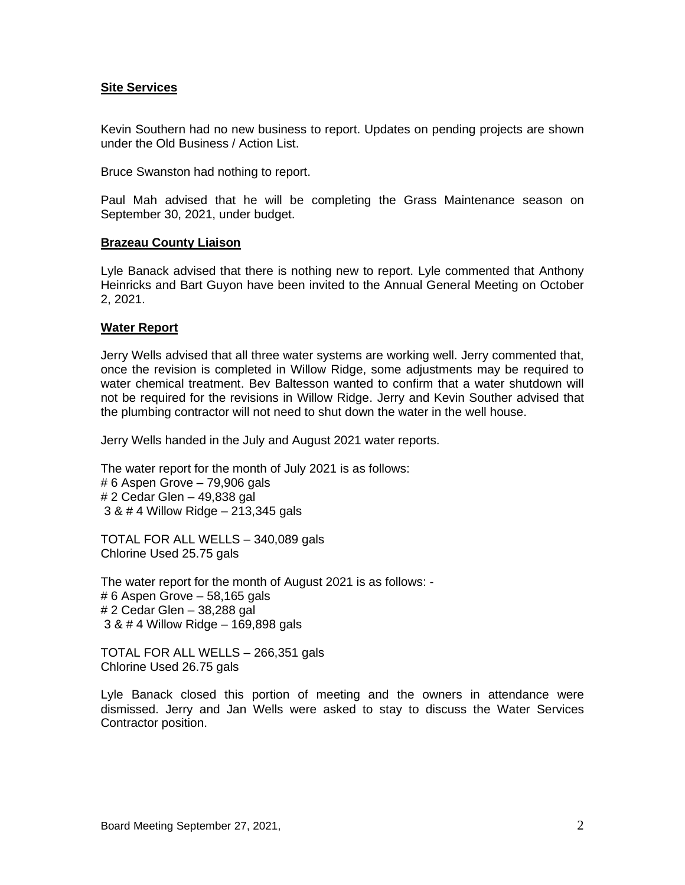**Site Services**

Kevin Southern had no new business to report. Updates on pending projects are shown under the Old Business / Action List.

Bruce Swanston had nothing to report.

Paul Mah advised that he will be completing the Grass Maintenance season on September 30, 2021, under budget.

**Brazeau County Liaison**

Lyle Banack advised that there is nothing new to report. Lyle commented that Anthony Heinricks and Bart Guyon have been invited to the Annual General Meeting on October 2, 2021.

**Water Report**

Jerry Wells advised that all three water systems are working well. Jerry commented that, once the revision is completed in Willow Ridge, some adjustments may be required to water chemical treatment. Bev Baltesson wanted to confirm that a water shutdown will not be required for the revisions in Willow Ridge. Jerry and Kevin Souther advised that the plumbing contractor will not need to shut down the water in the well house.

Jerry Wells handed in the July and August 2021 water reports.

The water report for the month of July 2021 is as follows:
# 6 Aspen Grove – 79,906 gals
# 2 Cedar Glen – 49,838 gal
3 & # 4 Willow Ridge – 213,345 gals

TOTAL FOR ALL WELLS – 340,089 gals
Chlorine Used 25.75 gals

The water report for the month of August 2021 is as follows: -
# 6 Aspen Grove – 58,165 gals
# 2 Cedar Glen – 38,288 gal
3 & # 4 Willow Ridge – 169,898 gals

TOTAL FOR ALL WELLS – 266,351 gals
Chlorine Used 26.75 gals

Lyle Banack closed this portion of meeting and the owners in attendance were dismissed. Jerry and Jan Wells were asked to stay to discuss the Water Services Contractor position.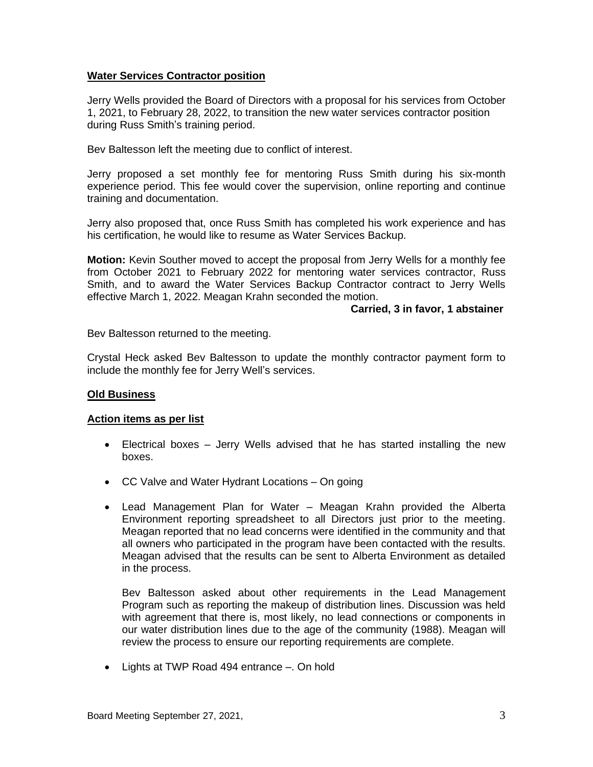**Water Services Contractor position**

Jerry Wells provided the Board of Directors with a proposal for his services from October 1, 2021, to February 28, 2022, to transition the new water services contractor position during Russ Smith's training period.

Bev Baltesson left the meeting due to conflict of interest.

Jerry proposed a set monthly fee for mentoring Russ Smith during his six-month experience period. This fee would cover the supervision, online reporting and continue training and documentation.

Jerry also proposed that, once Russ Smith has completed his work experience and has his certification, he would like to resume as Water Services Backup.

**Motion:** Kevin Souther moved to accept the proposal from Jerry Wells for a monthly fee from October 2021 to February 2022 for mentoring water services contractor, Russ Smith, and to award the Water Services Backup Contractor contract to Jerry Wells effective March 1, 2022. Meagan Krahn seconded the motion.

**Carried, 3 in favor, 1 abstainer**

Bev Baltesson returned to the meeting.

Crystal Heck asked Bev Baltesson to update the monthly contractor payment form to include the monthly fee for Jerry Well's services.

**Old Business**

**Action items as per list**

- Electrical boxes – Jerry Wells advised that he has started installing the new boxes.
- CC Valve and Water Hydrant Locations – On going
- Lead Management Plan for Water – Meagan Krahn provided the Alberta Environment reporting spreadsheet to all Directors just prior to the meeting. Meagan reported that no lead concerns were identified in the community and that all owners who participated in the program have been contacted with the results. Meagan advised that the results can be sent to Alberta Environment as detailed in the process.

  Bev Baltesson asked about other requirements in the Lead Management Program such as reporting the makeup of distribution lines. Discussion was held with agreement that there is, most likely, no lead connections or components in our water distribution lines due to the age of the community (1988). Meagan will review the process to ensure our reporting requirements are complete.

- Lights at TWP Road 494 entrance –. On hold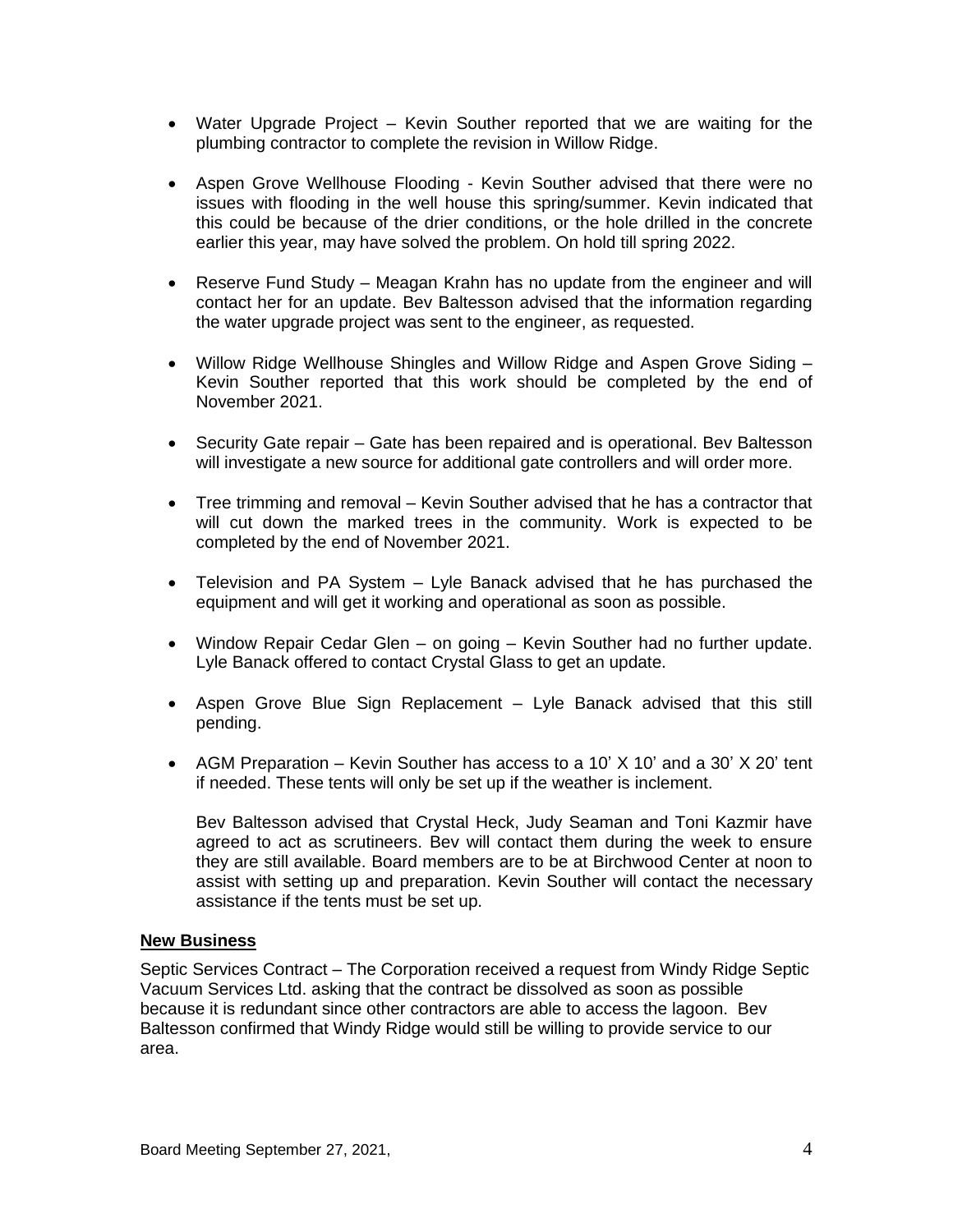- Water Upgrade Project – Kevin Souther reported that we are waiting for the plumbing contractor to complete the revision in Willow Ridge.

- Aspen Grove Wellhouse Flooding - Kevin Souther advised that there were no issues with flooding in the well house this spring/summer. Kevin indicated that this could be because of the drier conditions, or the hole drilled in the concrete earlier this year, may have solved the problem. On hold till spring 2022.

- Reserve Fund Study – Meagan Krahn has no update from the engineer and will contact her for an update. Bev Baltesson advised that the information regarding the water upgrade project was sent to the engineer, as requested.

- Willow Ridge Wellhouse Shingles and Willow Ridge and Aspen Grove Siding – Kevin Souther reported that this work should be completed by the end of November 2021.

- Security Gate repair – Gate has been repaired and is operational. Bev Baltesson will investigate a new source for additional gate controllers and will order more.

- Tree trimming and removal – Kevin Souther advised that he has a contractor that will cut down the marked trees in the community. Work is expected to be completed by the end of November 2021.

- Television and PA System – Lyle Banack advised that he has purchased the equipment and will get it working and operational as soon as possible.

- Window Repair Cedar Glen – on going – Kevin Souther had no further update. Lyle Banack offered to contact Crystal Glass to get an update.

- Aspen Grove Blue Sign Replacement – Lyle Banack advised that this still pending.

- AGM Preparation – Kevin Souther has access to a 10' X 10' and a 30' X 20' tent if needed. These tents will only be set up if the weather is inclement.

  Bev Baltesson advised that Crystal Heck, Judy Seaman and Toni Kazmir have agreed to act as scrutineers. Bev will contact them during the week to ensure they are still available. Board members are to be at Birchwood Center at noon to assist with setting up and preparation. Kevin Souther will contact the necessary assistance if the tents must be set up.

## New Business

Septic Services Contract – The Corporation received a request from Windy Ridge Septic Vacuum Services Ltd. asking that the contract be dissolved as soon as possible because it is redundant since other contractors are able to access the lagoon. Bev Baltesson confirmed that Windy Ridge would still be willing to provide service to our area.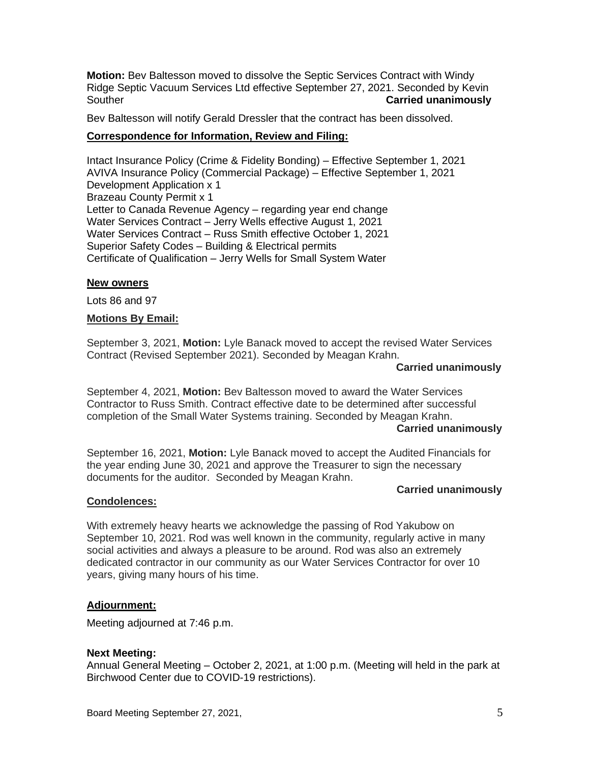**Motion:** Bev Baltesson moved to dissolve the Septic Services Contract with Windy Ridge Septic Vacuum Services Ltd effective September 27, 2021. Seconded by Kevin Souther **Carried unanimously**

Bev Baltesson will notify Gerald Dressler that the contract has been dissolved.

**Correspondence for Information, Review and Filing:**

Intact Insurance Policy (Crime & Fidelity Bonding) – Effective September 1, 2021
AVIVA Insurance Policy (Commercial Package) – Effective September 1, 2021
Development Application x 1
Brazeau County Permit x 1
Letter to Canada Revenue Agency – regarding year end change
Water Services Contract – Jerry Wells effective August 1, 2021
Water Services Contract – Russ Smith effective October 1, 2021
Superior Safety Codes – Building & Electrical permits
Certificate of Qualification – Jerry Wells for Small System Water

**New owners**

Lots 86 and 97

**Motions By Email:**

September 3, 2021, **Motion:** Lyle Banack moved to accept the revised Water Services Contract (Revised September 2021). Seconded by Meagan Krahn.

**Carried unanimously**

September 4, 2021, **Motion:** Bev Baltesson moved to award the Water Services Contractor to Russ Smith. Contract effective date to be determined after successful completion of the Small Water Systems training. Seconded by Meagan Krahn.

**Carried unanimously**

September 16, 2021, **Motion:** Lyle Banack moved to accept the Audited Financials for the year ending June 30, 2021 and approve the Treasurer to sign the necessary documents for the auditor. Seconded by Meagan Krahn.

**Carried unanimously**

**Condolences:**

With extremely heavy hearts we acknowledge the passing of Rod Yakubow on September 10, 2021. Rod was well known in the community, regularly active in many social activities and always a pleasure to be around. Rod was also an extremely dedicated contractor in our community as our Water Services Contractor for over 10 years, giving many hours of his time.

**Adjournment:**

Meeting adjourned at 7:46 p.m.

**Next Meeting:**
Annual General Meeting – October 2, 2021, at 1:00 p.m. (Meeting will held in the park at Birchwood Center due to COVID-19 restrictions).